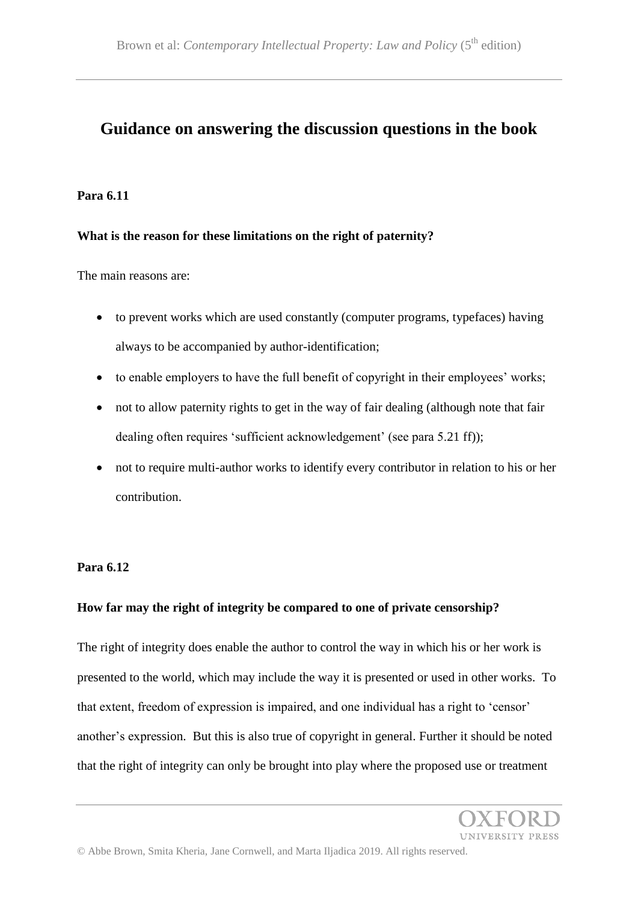# Guidance on answering the discussion questions in the book

**Para 6.11**

**What is the reason for these limitations on the right of paternity?**

The main reasons are:

- to prevent works which are used constantly (computer programs, typefaces) having always to be accompanied by author-identification;
- to enable employers to have the full benefit of copyright in their employees' works;
- not to allow paternity rights to get in the way of fair dealing (although note that fair dealing often requires 'sufficient acknowledgement' (see para 5.21 ff));
- not to require multi-author works to identify every contributor in relation to his or her contribution.

**Para 6.12**

**How far may the right of integrity be compared to one of private censorship?**

The right of integrity does enable the author to control the way in which his or her work is presented to the world, which may include the way it is presented or used in other works. To that extent, freedom of expression is impaired, and one individual has a right to 'censor' another's expression. But this is also true of copyright in general. Further it should be noted that the right of integrity can only be brought into play where the proposed use or treatment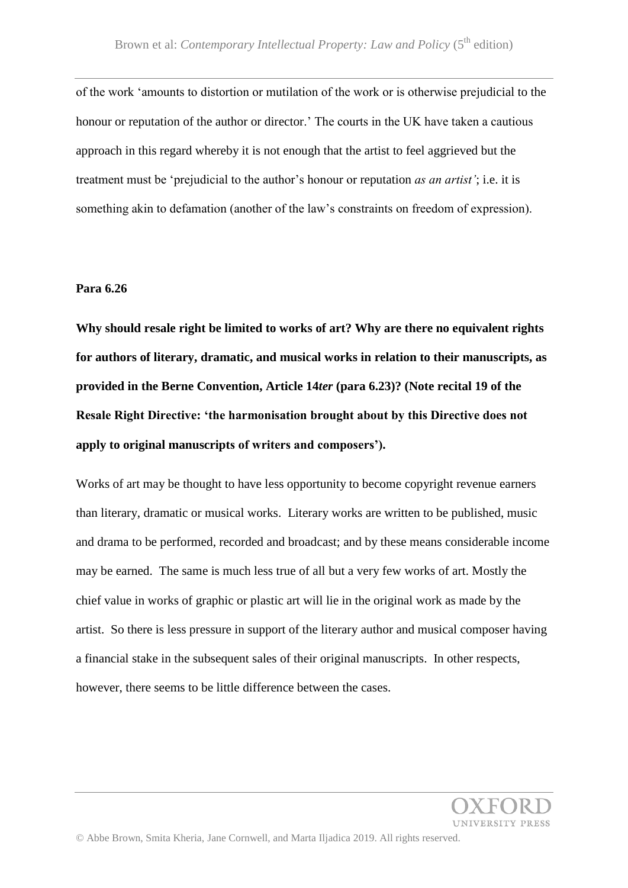of the work 'amounts to distortion or mutilation of the work or is otherwise prejudicial to the honour or reputation of the author or director.' The courts in the UK have taken a cautious approach in this regard whereby it is not enough that the artist to feel aggrieved but the treatment must be 'prejudicial to the author's honour or reputation *as an artist'*; i.e. it is something akin to defamation (another of the law's constraints on freedom of expression).

**Para 6.26**

**Why should resale right be limited to works of art? Why are there no equivalent rights for authors of literary, dramatic, and musical works in relation to their manuscripts, as provided in the Berne Convention, Article 14*ter* (para 6.23)? (Note recital 19 of the Resale Right Directive: 'the harmonisation brought about by this Directive does not apply to original manuscripts of writers and composers').**

Works of art may be thought to have less opportunity to become copyright revenue earners than literary, dramatic or musical works. Literary works are written to be published, music and drama to be performed, recorded and broadcast; and by these means considerable income may be earned. The same is much less true of all but a very few works of art. Mostly the chief value in works of graphic or plastic art will lie in the original work as made by the artist. So there is less pressure in support of the literary author and musical composer having a financial stake in the subsequent sales of their original manuscripts. In other respects, however, there seems to be little difference between the cases.